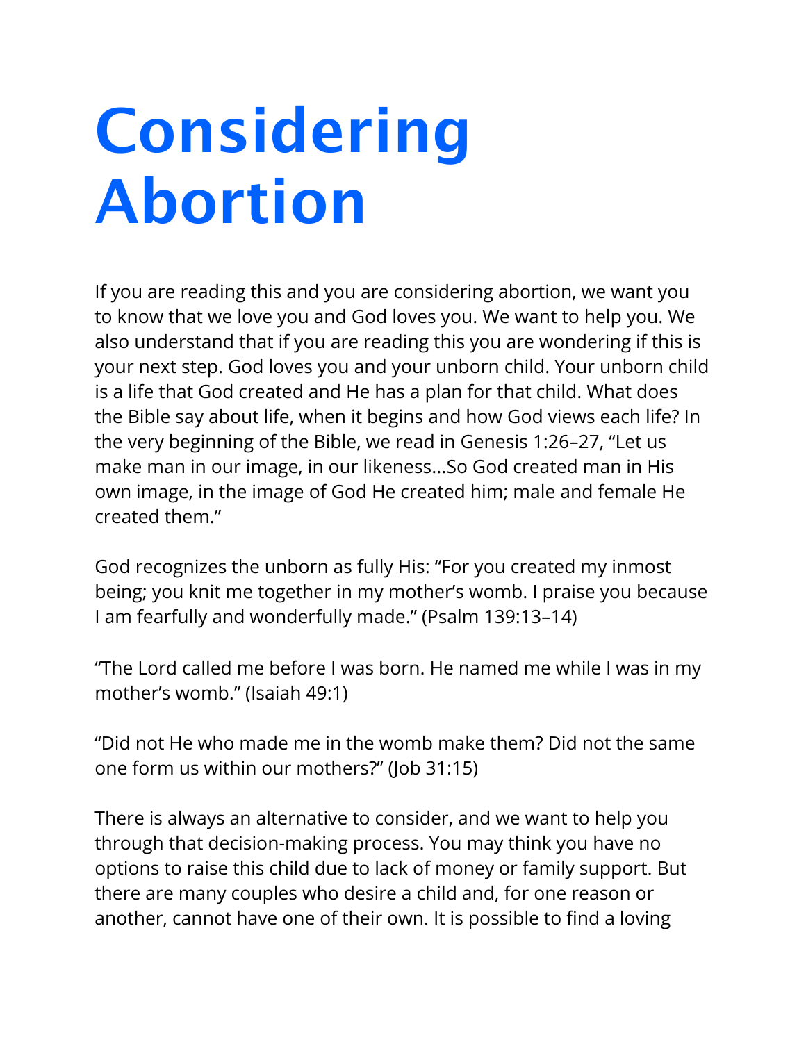# Considering Abortion

If you are reading this and you are considering abortion, we want you to know that we love you and God loves you. We want to help you. We also understand that if you are reading this you are wondering if this is your next step. God loves you and your unborn child. Your unborn child is a life that God created and He has a plan for that child. What does the Bible say about life, when it begins and how God views each life? In the very beginning of the Bible, we read in Genesis 1:26–27, "Let us make man in our image, in our likeness…So God created man in His own image, in the image of God He created him; male and female He created them."

God recognizes the unborn as fully His: "For you created my inmost being; you knit me together in my mother's womb. I praise you because I am fearfully and wonderfully made." (Psalm 139:13–14)

"The Lord called me before I was born. He named me while I was in my mother's womb." (Isaiah 49:1)

"Did not He who made me in the womb make them? Did not the same one form us within our mothers?" (Job 31:15)

There is always an alternative to consider, and we want to help you through that decision-making process. You may think you have no options to raise this child due to lack of money or family support. But there are many couples who desire a child and, for one reason or another, cannot have one of their own. It is possible to find a loving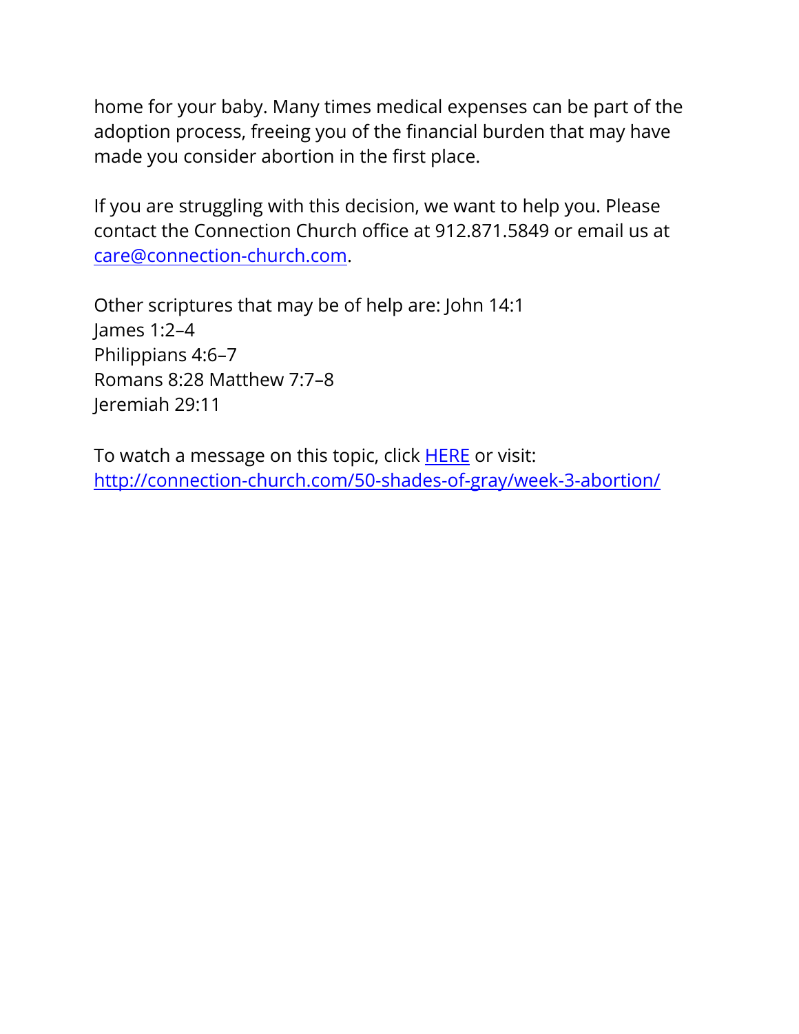home for your baby. Many times medical expenses can be part of the adoption process, freeing you of the financial burden that may have made you consider abortion in the first place.

If you are struggling with this decision, we want to help you. Please contact the Connection Church office at 912.871.5849 or email us at [care@connection-church.com](mailto:care@connection-church.com).

Other scriptures that may be of help are: John 14:1
James 1:2–4
Philippians 4:6–7
Romans 8:28 Matthew 7:7–8
Jeremiah 29:11

To watch a message on this topic, click [HERE](http://connection-church.com/50-shades-of-gray/week-3-abortion/) or visit: [http://connection-church.com/50-shades-of-gray/week-3-abortion/](http://connection-church.com/50-shades-of-gray/week-3-abortion/)